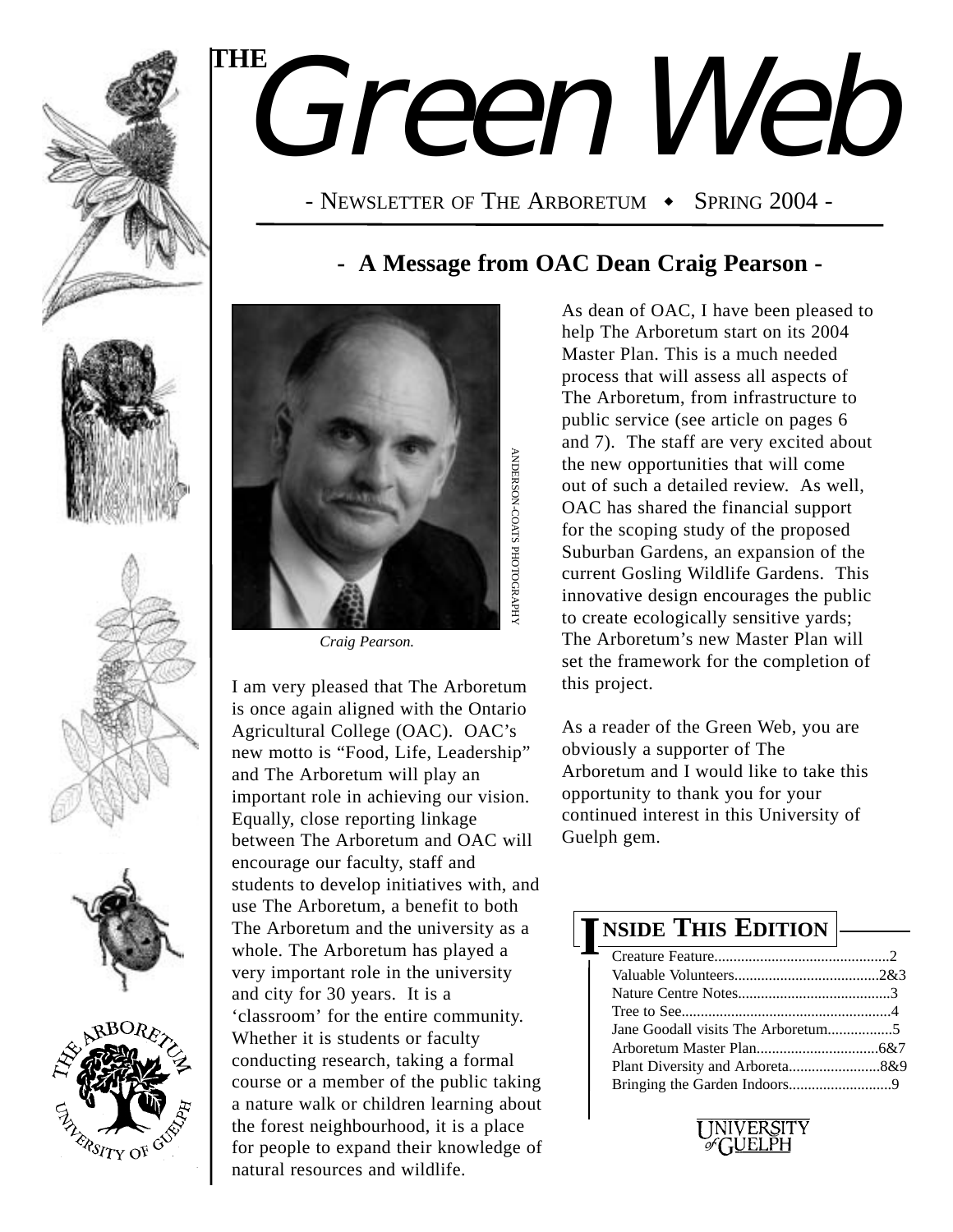# THE Green Web

- NEWSLETTER OF THE ARBORETUM ◆ SPRING 2004 -

## - A Message from OAC Dean Craig Pearson -

ANDERSON-COATS PHOTOGRAPHY

*Craig Pearson.*

I am very pleased that The Arboretum is once again aligned with the Ontario Agricultural College (OAC). OAC's new motto is "Food, Life, Leadership" and The Arboretum will play an important role in achieving our vision. Equally, close reporting linkage between The Arboretum and OAC will encourage our faculty, staff and students to develop initiatives with, and use The Arboretum, a benefit to both The Arboretum and the university as a whole. The Arboretum has played a very important role in the university and city for 30 years. It is a 'classroom' for the entire community. Whether it is students or faculty conducting research, taking a formal course or a member of the public taking a nature walk or children learning about the forest neighbourhood, it is a place for people to expand their knowledge of natural resources and wildlife.

As dean of OAC, I have been pleased to help The Arboretum start on its 2004 Master Plan. This is a much needed process that will assess all aspects of The Arboretum, from infrastructure to public service (see article on pages 6 and 7). The staff are very excited about the new opportunities that will come out of such a detailed review. As well, OAC has shared the financial support for the scoping study of the proposed Suburban Gardens, an expansion of the current Gosling Wildlife Gardens. This innovative design encourages the public to create ecologically sensitive yards; The Arboretum's new Master Plan will set the framework for the completion of this project.

As a reader of the Green Web, you are obviously a supporter of The Arboretum and I would like to take this opportunity to thank you for your continued interest in this University of Guelph gem.

### INSIDE THIS EDITION

- Creature Feature.............................................2
- Valuable Volunteers......................................2&3
- Nature Centre Notes........................................3
- Tree to See.......................................................4
- Jane Goodall visits The Arboretum.................5
- Arboretum Master Plan................................6&7
- Plant Diversity and Arboreta........................8&9
- Bringing the Garden Indoors...........................9

UNIVERSITY of GUELPH

THE ARBORETUM UNIVERSITY OF GUELPH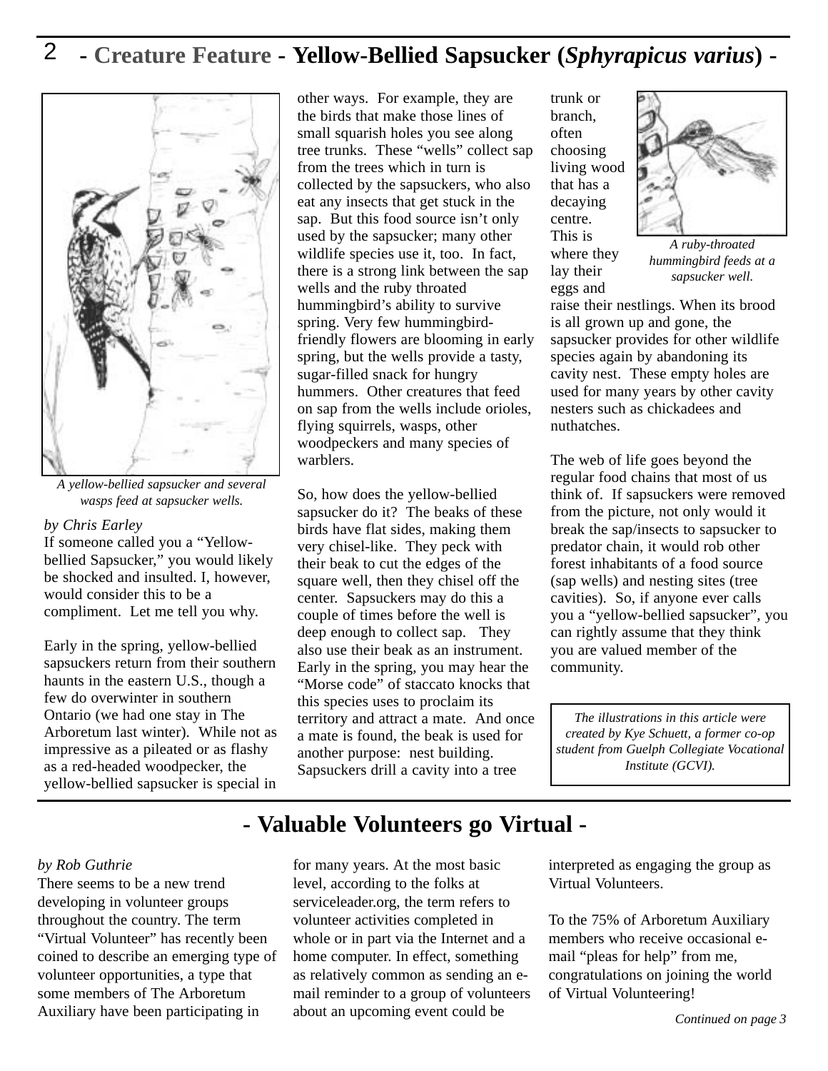# - Creature Feature - Yellow-Bellied Sapsucker (*Sphyrapicus varius*) -

*A yellow-bellied sapsucker and several wasps feed at sapsucker wells.*

*by Chris Earley*

If someone called you a "Yellow-bellied Sapsucker," you would likely be shocked and insulted. I, however, would consider this to be a compliment. Let me tell you why.

Early in the spring, yellow-bellied sapsuckers return from their southern haunts in the eastern U.S., though a few do overwinter in southern Ontario (we had one stay in The Arboretum last winter). While not as impressive as a pileated or as flashy as a red-headed woodpecker, the yellow-bellied sapsucker is special in other ways. For example, they are the birds that make those lines of small squarish holes you see along tree trunks. These "wells" collect sap from the trees which in turn is collected by the sapsuckers, who also eat any insects that get stuck in the sap. But this food source isn't only used by the sapsucker; many other wildlife species use it, too. In fact, there is a strong link between the sap wells and the ruby throated hummingbird's ability to survive spring. Very few hummingbird-friendly flowers are blooming in early spring, but the wells provide a tasty, sugar-filled snack for hungry hummers. Other creatures that feed on sap from the wells include orioles, flying squirrels, wasps, other woodpeckers and many species of warblers.

So, how does the yellow-bellied sapsucker do it? The beaks of these birds have flat sides, making them very chisel-like. They peck with their beak to cut the edges of the square well, then they chisel off the center. Sapsuckers may do this a couple of times before the well is deep enough to collect sap. They also use their beak as an instrument. Early in the spring, you may hear the "Morse code" of staccato knocks that this species uses to proclaim its territory and attract a mate. And once a mate is found, the beak is used for another purpose: nest building. Sapsuckers drill a cavity into a tree trunk or branch, often choosing living wood that has a decaying centre. This is where they lay their eggs and raise their nestlings. When its brood is all grown up and gone, the sapsucker provides for other wildlife species again by abandoning its cavity nest. These empty holes are used for many years by other cavity nesters such as chickadees and nuthatches.

*A ruby-throated hummingbird feeds at a sapsucker well.*

The web of life goes beyond the regular food chains that most of us think of. If sapsuckers were removed from the picture, not only would it break the sap/insects to sapsucker to predator chain, it would rob other forest inhabitants of a food source (sap wells) and nesting sites (tree cavities). So, if anyone ever calls you a "yellow-bellied sapsucker", you can rightly assume that they think you are valued member of the community.

*The illustrations in this article were created by Kye Schuett, a former co-op student from Guelph Collegiate Vocational Institute (GCVI).*

# - Valuable Volunteers go Virtual -

*by Rob Guthrie*

There seems to be a new trend developing in volunteer groups throughout the country. The term "Virtual Volunteer" has recently been coined to describe an emerging type of volunteer opportunities, a type that some members of The Arboretum Auxiliary have been participating in for many years. At the most basic level, according to the folks at serviceleader.org, the term refers to volunteer activities completed in whole or in part via the Internet and a home computer. In effect, something as relatively common as sending an e-mail reminder to a group of volunteers about an upcoming event could be interpreted as engaging the group as Virtual Volunteers.

To the 75% of Arboretum Auxiliary members who receive occasional e-mail "pleas for help" from me, congratulations on joining the world of Virtual Volunteering!

*Continued on page 3*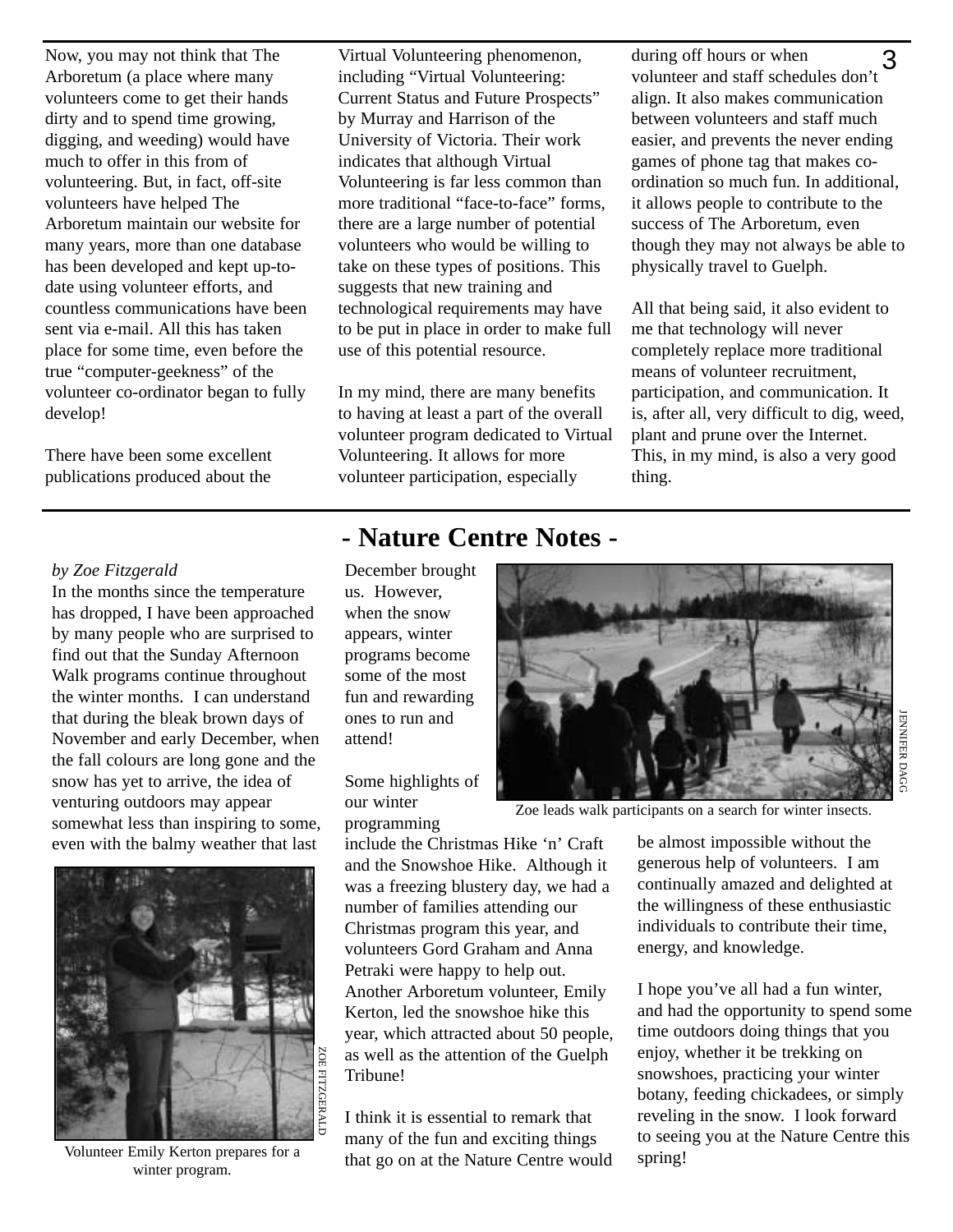Now, you may not think that The Arboretum (a place where many volunteers come to get their hands dirty and to spend time growing, digging, and weeding) would have much to offer in this from of volunteering. But, in fact, off-site volunteers have helped The Arboretum maintain our website for many years, more than one database has been developed and kept up-to-date using volunteer efforts, and countless communications have been sent via e-mail. All this has taken place for some time, even before the true "computer-geekness" of the volunteer co-ordinator began to fully develop!

There have been some excellent publications produced about the Virtual Volunteering phenomenon, including "Virtual Volunteering: Current Status and Future Prospects" by Murray and Harrison of the University of Victoria. Their work indicates that although Virtual Volunteering is far less common than more traditional "face-to-face" forms, there are a large number of potential volunteers who would be willing to take on these types of positions. This suggests that new training and technological requirements may have to be put in place in order to make full use of this potential resource.

In my mind, there are many benefits to having at least a part of the overall volunteer program dedicated to Virtual Volunteering. It allows for more volunteer participation, especially during off hours or when volunteer and staff schedules don't align. It also makes communication between volunteers and staff much easier, and prevents the never ending games of phone tag that makes co-ordination so much fun. In additional, it allows people to contribute to the success of The Arboretum, even though they may not always be able to physically travel to Guelph.

All that being said, it also evident to me that technology will never completely replace more traditional means of volunteer recruitment, participation, and communication. It is, after all, very difficult to dig, weed, plant and prune over the Internet. This, in my mind, is also a very good thing.

## - Nature Centre Notes -

*by Zoe Fitzgerald*

In the months since the temperature has dropped, I have been approached by many people who are surprised to find out that the Sunday Afternoon Walk programs continue throughout the winter months. I can understand that during the bleak brown days of November and early December, when the fall colours are long gone and the snow has yet to arrive, the idea of venturing outdoors may appear somewhat less than inspiring to some, even with the balmy weather that last December brought us. However, when the snow appears, winter programs become some of the most fun and rewarding ones to run and attend!

ZOE FITZGERALD

Volunteer Emily Kerton prepares for a winter program.

JENNIFER DAGG

Zoe leads walk participants on a search for winter insects.

Some highlights of our winter programming include the Christmas Hike 'n' Craft and the Snowshoe Hike. Although it was a freezing blustery day, we had a number of families attending our Christmas program this year, and volunteers Gord Graham and Anna Petraki were happy to help out. Another Arboretum volunteer, Emily Kerton, led the snowshoe hike this year, which attracted about 50 people, as well as the attention of the Guelph Tribune!

I think it is essential to remark that many of the fun and exciting things that go on at the Nature Centre would be almost impossible without the generous help of volunteers. I am continually amazed and delighted at the willingness of these enthusiastic individuals to contribute their time, energy, and knowledge.

I hope you've all had a fun winter, and had the opportunity to spend some time outdoors doing things that you enjoy, whether it be trekking on snowshoes, practicing your winter botany, feeding chickadees, or simply reveling in the snow. I look forward to seeing you at the Nature Centre this spring!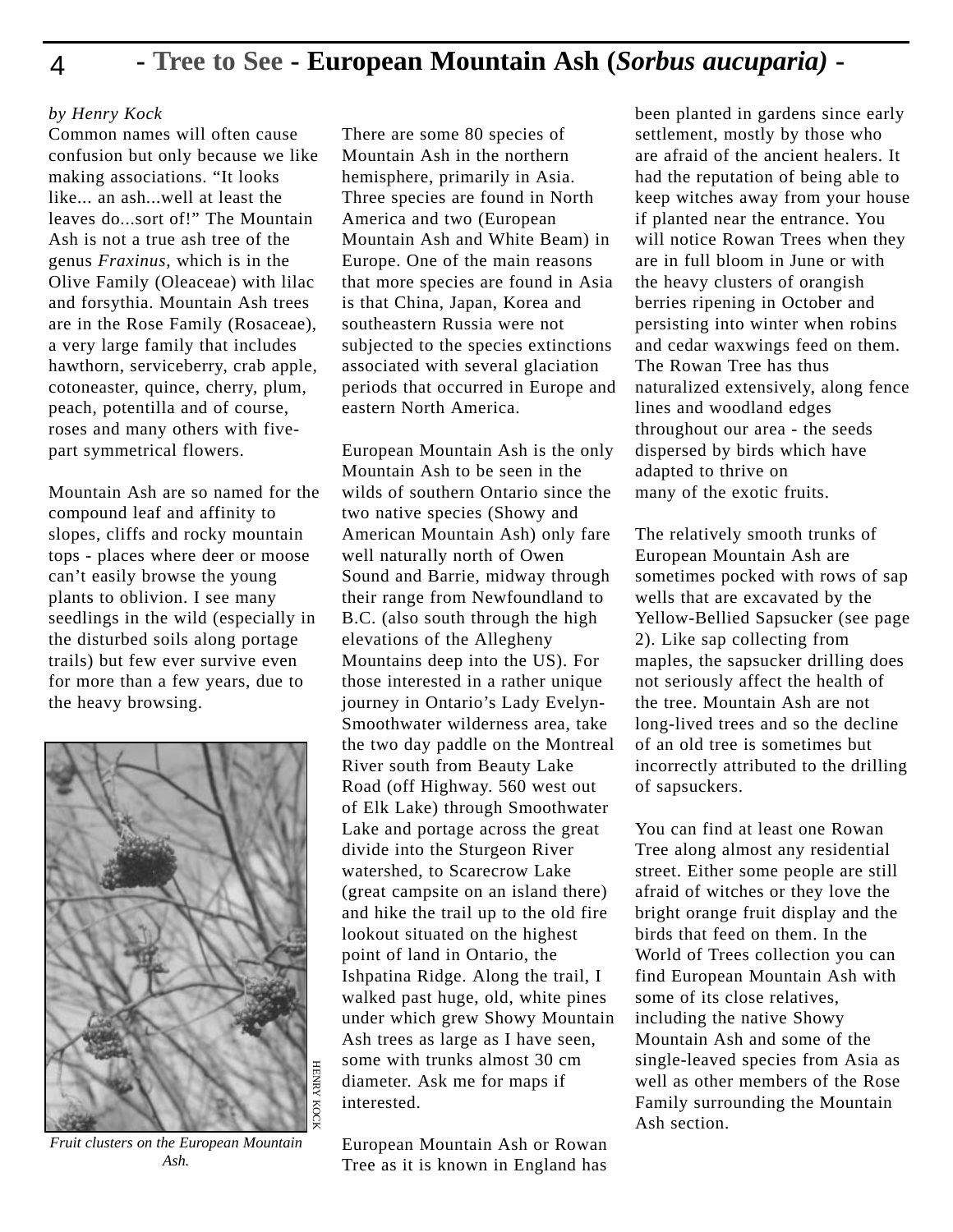# - Tree to See - European Mountain Ash (*Sorbus aucuparia*) -

*by Henry Kock*

Common names will often cause confusion but only because we like making associations. "It looks like... an ash...well at least the leaves do...sort of!" The Mountain Ash is not a true ash tree of the genus *Fraxinus*, which is in the Olive Family (Oleaceae) with lilac and forsythia. Mountain Ash trees are in the Rose Family (Rosaceae), a very large family that includes hawthorn, serviceberry, crab apple, cotoneaster, quince, cherry, plum, peach, potentilla and of course, roses and many others with five-part symmetrical flowers.

Mountain Ash are so named for the compound leaf and affinity to slopes, cliffs and rocky mountain tops - places where deer or moose can't easily browse the young plants to oblivion. I see many seedlings in the wild (especially in the disturbed soils along portage trails) but few ever survive even for more than a few years, due to the heavy browsing.

*Fruit clusters on the European Mountain Ash.*

There are some 80 species of Mountain Ash in the northern hemisphere, primarily in Asia. Three species are found in North America and two (European Mountain Ash and White Beam) in Europe. One of the main reasons that more species are found in Asia is that China, Japan, Korea and southeastern Russia were not subjected to the species extinctions associated with several glaciation periods that occurred in Europe and eastern North America.

European Mountain Ash is the only Mountain Ash to be seen in the wilds of southern Ontario since the two native species (Showy and American Mountain Ash) only fare well naturally north of Owen Sound and Barrie, midway through their range from Newfoundland to B.C. (also south through the high elevations of the Allegheny Mountains deep into the US). For those interested in a rather unique journey in Ontario's Lady Evelyn-Smoothwater wilderness area, take the two day paddle on the Montreal River south from Beauty Lake Road (off Highway. 560 west out of Elk Lake) through Smoothwater Lake and portage across the great divide into the Sturgeon River watershed, to Scarecrow Lake (great campsite on an island there) and hike the trail up to the old fire lookout situated on the highest point of land in Ontario, the Ishpatina Ridge. Along the trail, I walked past huge, old, white pines under which grew Showy Mountain Ash trees as large as I have seen, some with trunks almost 30 cm diameter. Ask me for maps if interested.

European Mountain Ash or Rowan Tree as it is known in England has been planted in gardens since early settlement, mostly by those who are afraid of the ancient healers. It had the reputation of being able to keep witches away from your house if planted near the entrance. You will notice Rowan Trees when they are in full bloom in June or with the heavy clusters of orangish berries ripening in October and persisting into winter when robins and cedar waxwings feed on them. The Rowan Tree has thus naturalized extensively, along fence lines and woodland edges throughout our area - the seeds dispersed by birds which have adapted to thrive on many of the exotic fruits.

The relatively smooth trunks of European Mountain Ash are sometimes pocked with rows of sap wells that are excavated by the Yellow-Bellied Sapsucker (see page 2). Like sap collecting from maples, the sapsucker drilling does not seriously affect the health of the tree. Mountain Ash are not long-lived trees and so the decline of an old tree is sometimes but incorrectly attributed to the drilling of sapsuckers.

You can find at least one Rowan Tree along almost any residential street. Either some people are still afraid of witches or they love the bright orange fruit display and the birds that feed on them. In the World of Trees collection you can find European Mountain Ash with some of its close relatives, including the native Showy Mountain Ash and some of the single-leaved species from Asia as well as other members of the Rose Family surrounding the Mountain Ash section.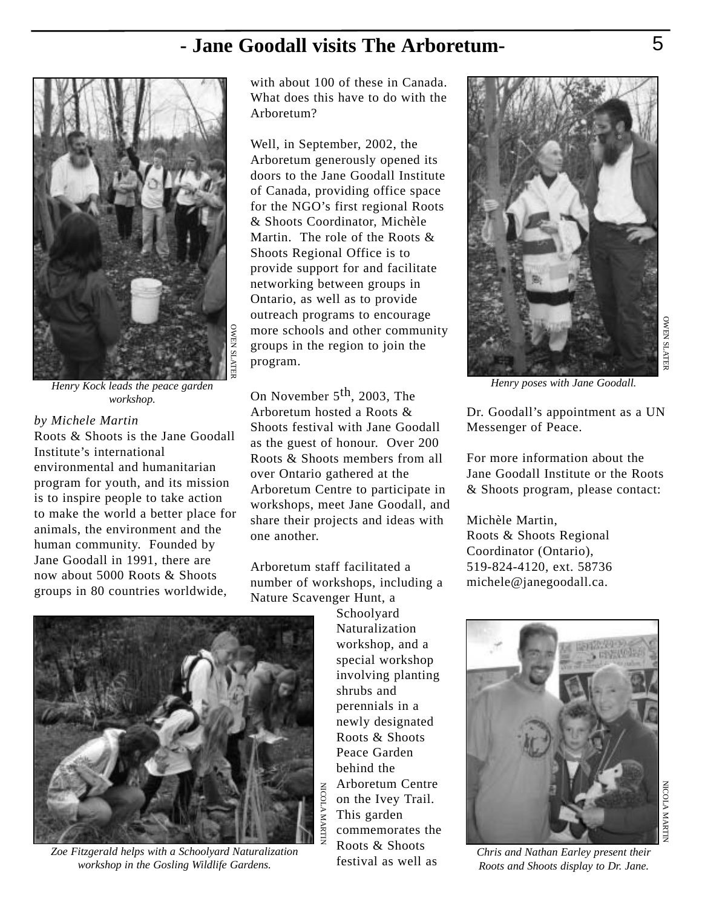# - Jane Goodall visits The Arboretum-

Henry Kock leads the peace garden workshop.

OWEN SLATER

*by Michele Martin*

Roots & Shoots is the Jane Goodall Institute's international environmental and humanitarian program for youth, and its mission is to inspire people to take action to make the world a better place for animals, the environment and the human community. Founded by Jane Goodall in 1991, there are now about 5000 Roots & Shoots groups in 80 countries worldwide, with about 100 of these in Canada. What does this have to do with the Arboretum?

Well, in September, 2002, the Arboretum generously opened its doors to the Jane Goodall Institute of Canada, providing office space for the NGO's first regional Roots & Shoots Coordinator, Michèle Martin. The role of the Roots & Shoots Regional Office is to provide support for and facilitate networking between groups in Ontario, as well as to provide outreach programs to encourage more schools and other community groups in the region to join the program.

On November 5th, 2003, The Arboretum hosted a Roots & Shoots festival with Jane Goodall as the guest of honour. Over 200 Roots & Shoots members from all over Ontario gathered at the Arboretum Centre to participate in workshops, meet Jane Goodall, and share their projects and ideas with one another.

Arboretum staff facilitated a number of workshops, including a Nature Scavenger Hunt, a Schoolyard Naturalization workshop, and a special workshop involving planting shrubs and perennials in a newly designated Roots & Shoots Peace Garden behind the Arboretum Centre on the Ivey Trail. This garden commemorates the Roots & Shoots festival as well as Dr. Goodall's appointment as a UN Messenger of Peace.

*Zoe Fitzgerald helps with a Schoolyard Naturalization workshop in the Gosling Wildlife Gardens.*

NICOLA MARTIN

*Henry poses with Jane Goodall.*

OWEN SLATER

For more information about the Jane Goodall Institute or the Roots & Shoots program, please contact:

Michèle Martin,
Roots & Shoots Regional Coordinator (Ontario),
519-824-4120, ext. 58736
michele@janegoodall.ca.

*Chris and Nathan Earley present their Roots and Shoots display to Dr. Jane.*

NICOLA MARTIN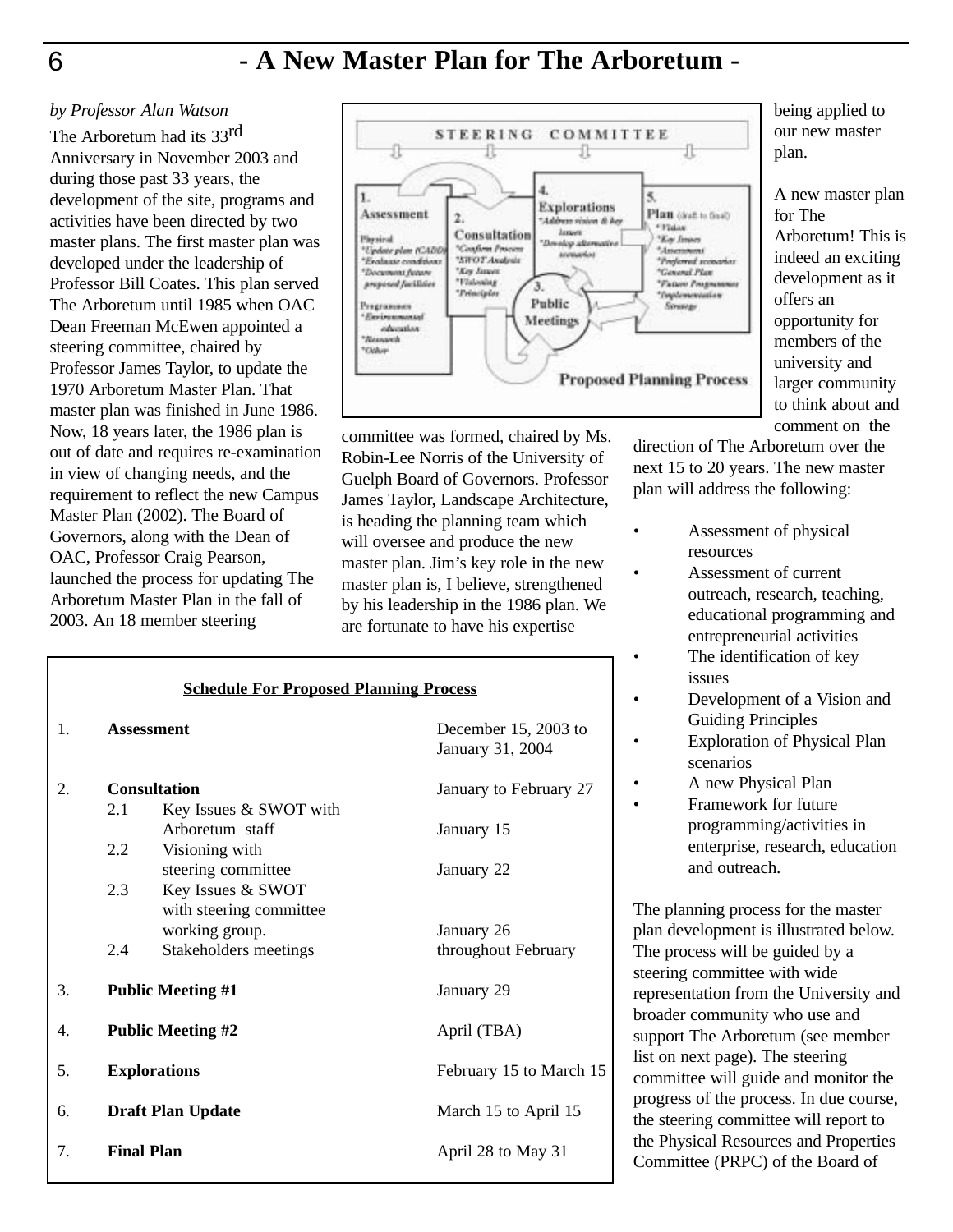# - A New Master Plan for The Arboretum -

*by Professor Alan Watson*

The Arboretum had its 33rd Anniversary in November 2003 and during those past 33 years, the development of the site, programs and activities have been directed by two master plans. The first master plan was developed under the leadership of Professor Bill Coates. This plan served The Arboretum until 1985 when OAC Dean Freeman McEwen appointed a steering committee, chaired by Professor James Taylor, to update the 1970 Arboretum Master Plan. That master plan was finished in June 1986. Now, 18 years later, the 1986 plan is out of date and requires re-examination in view of changing needs, and the requirement to reflect the new Campus Master Plan (2002). The Board of Governors, along with the Dean of OAC, Professor Craig Pearson, launched the process for updating The Arboretum Master Plan in the fall of 2003. An 18 member steering committee was formed, chaired by Ms. Robin-Lee Norris of the University of Guelph Board of Governors. Professor James Taylor, Landscape Architecture, is heading the planning team which will oversee and produce the new master plan. Jim's key role in the new master plan is, I believe, strengthened by his leadership in the 1986 plan. We are fortunate to have his expertise being applied to our new master plan.

A new master plan for The Arboretum! This is indeed an exciting development as it offers an opportunity for members of the university and larger community to think about and comment on the direction of The Arboretum over the next 15 to 20 years. The new master plan will address the following:

- Assessment of physical resources
- Assessment of current outreach, research, teaching, educational programming and entrepreneurial activities
- The identification of key issues
- Development of a Vision and Guiding Principles
- Exploration of Physical Plan scenarios
- A new Physical Plan
- Framework for future programming/activities in enterprise, research, education and outreach.

The planning process for the master plan development is illustrated below. The process will be guided by a steering committee with wide representation from the University and broader community who use and support The Arboretum (see member list on next page). The steering committee will guide and monitor the progress of the process. In due course, the steering committee will report to the Physical Resources and Properties Committee (PRPC) of the Board of

STEERING COMMITTEE

1. Assessment
Physical
*Update plan (CADD)
*Evaluate conditions
*Document future proposed facilities
Programmes
*Environmental education
*Research
*Other

2. Consultation
*Confirm Process
*SWOT Analysis
*Key Issues
*Visioning
*Principles

3. Public Meetings

4. Explorations
*Address vision & key issues
*Develop alternative scenarios

5. Plan (draft to final)
*Vision
*Key Issues
*Assessment
*Preferred scenarios
*General Plan
*Future Programmes
*Implementation Strategy

Proposed Planning Process

**Schedule For Proposed Planning Process**

| | | | |
|---|---|---|---|
| 1. | **Assessment** | | December 15, 2003 to January 31, 2004 |
| 2. | **Consultation** | | January to February 27 |
| | 2.1 | Key Issues & SWOT with Arboretum staff | January 15 |
| | 2.2 | Visioning with steering committee | January 22 |
| | 2.3 | Key Issues & SWOT with steering committee working group. | January 26 |
| | 2.4 | Stakeholders meetings | throughout February |
| 3. | **Public Meeting #1** | | January 29 |
| 4. | **Public Meeting #2** | | April (TBA) |
| 5. | **Explorations** | | February 15 to March 15 |
| 6. | **Draft Plan Update** | | March 15 to April 15 |
| 7. | **Final Plan** | | April 28 to May 31 |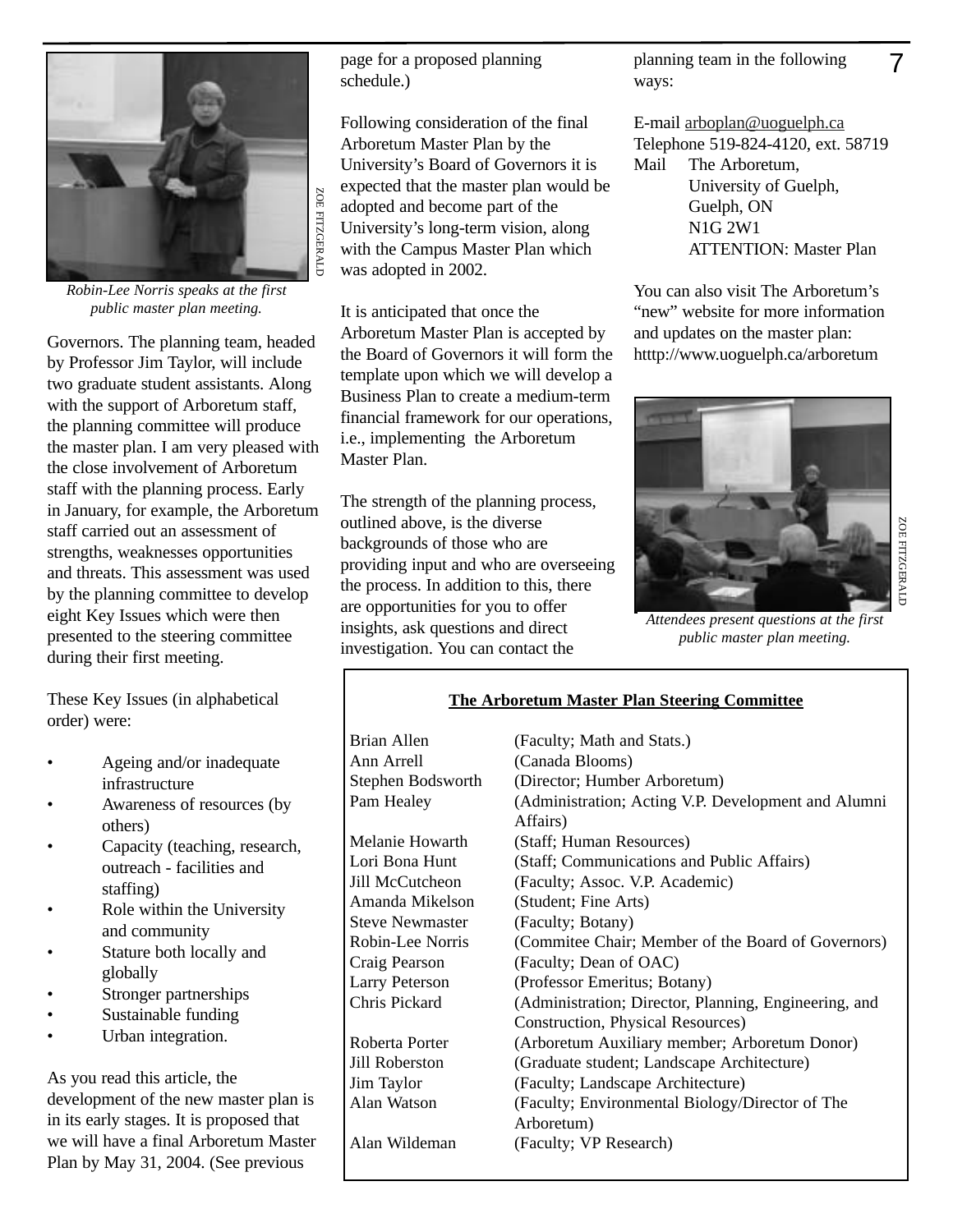*Robin-Lee Norris speaks at the first public master plan meeting.*

Governors. The planning team, headed by Professor Jim Taylor, will include two graduate student assistants. Along with the support of Arboretum staff, the planning committee will produce the master plan. I am very pleased with the close involvement of Arboretum staff with the planning process. Early in January, for example, the Arboretum staff carried out an assessment of strengths, weaknesses opportunities and threats. This assessment was used by the planning committee to develop eight Key Issues which were then presented to the steering committee during their first meeting.

These Key Issues (in alphabetical order) were:

- Ageing and/or inadequate infrastructure
- Awareness of resources (by others)
- Capacity (teaching, research, outreach - facilities and staffing)
- Role within the University and community
- Stature both locally and globally
- Stronger partnerships
- Sustainable funding
- Urban integration.

As you read this article, the development of the new master plan is in its early stages. It is proposed that we will have a final Arboretum Master Plan by May 31, 2004. (See previous page for a proposed planning schedule.)

Following consideration of the final Arboretum Master Plan by the University's Board of Governors it is expected that the master plan would be adopted and become part of the University's long-term vision, along with the Campus Master Plan which was adopted in 2002.

It is anticipated that once the Arboretum Master Plan is accepted by the Board of Governors it will form the template upon which we will develop a Business Plan to create a medium-term financial framework for our operations, i.e., implementing the Arboretum Master Plan.

The strength of the planning process, outlined above, is the diverse backgrounds of those who are providing input and who are overseeing the process. In addition to this, there are opportunities for you to offer insights, ask questions and direct investigation. You can contact the planning team in the following ways:

E-mail arboplan@uoguelph.ca
Telephone 519-824-4120, ext. 58719
Mail The Arboretum,
University of Guelph,
Guelph, ON
N1G 2W1
ATTENTION: Master Plan

You can also visit The Arboretum's "new" website for more information and updates on the master plan: htttp://www.uoguelph.ca/arboretum

*Attendees present questions at the first public master plan meeting.*

**The Arboretum Master Plan Steering Committee**

| Name | Affiliation |
|---|---|
| Brian Allen | (Faculty; Math and Stats.) |
| Ann Arrell | (Canada Blooms) |
| Stephen Bodsworth | (Director; Humber Arboretum) |
| Pam Healey | (Administration; Acting V.P. Development and Alumni Affairs) |
| Melanie Howarth | (Staff; Human Resources) |
| Lori Bona Hunt | (Staff; Communications and Public Affairs) |
| Jill McCutcheon | (Faculty; Assoc. V.P. Academic) |
| Amanda Mikelson | (Student; Fine Arts) |
| Steve Newmaster | (Faculty; Botany) |
| Robin-Lee Norris | (Commitee Chair; Member of the Board of Governors) |
| Craig Pearson | (Faculty; Dean of OAC) |
| Larry Peterson | (Professor Emeritus; Botany) |
| Chris Pickard | (Administration; Director, Planning, Engineering, and Construction, Physical Resources) |
| Roberta Porter | (Arboretum Auxiliary member; Arboretum Donor) |
| Jill Roberston | (Graduate student; Landscape Architecture) |
| Jim Taylor | (Faculty; Landscape Architecture) |
| Alan Watson | (Faculty; Environmental Biology/Director of The Arboretum) |
| Alan Wildeman | (Faculty; VP Research) |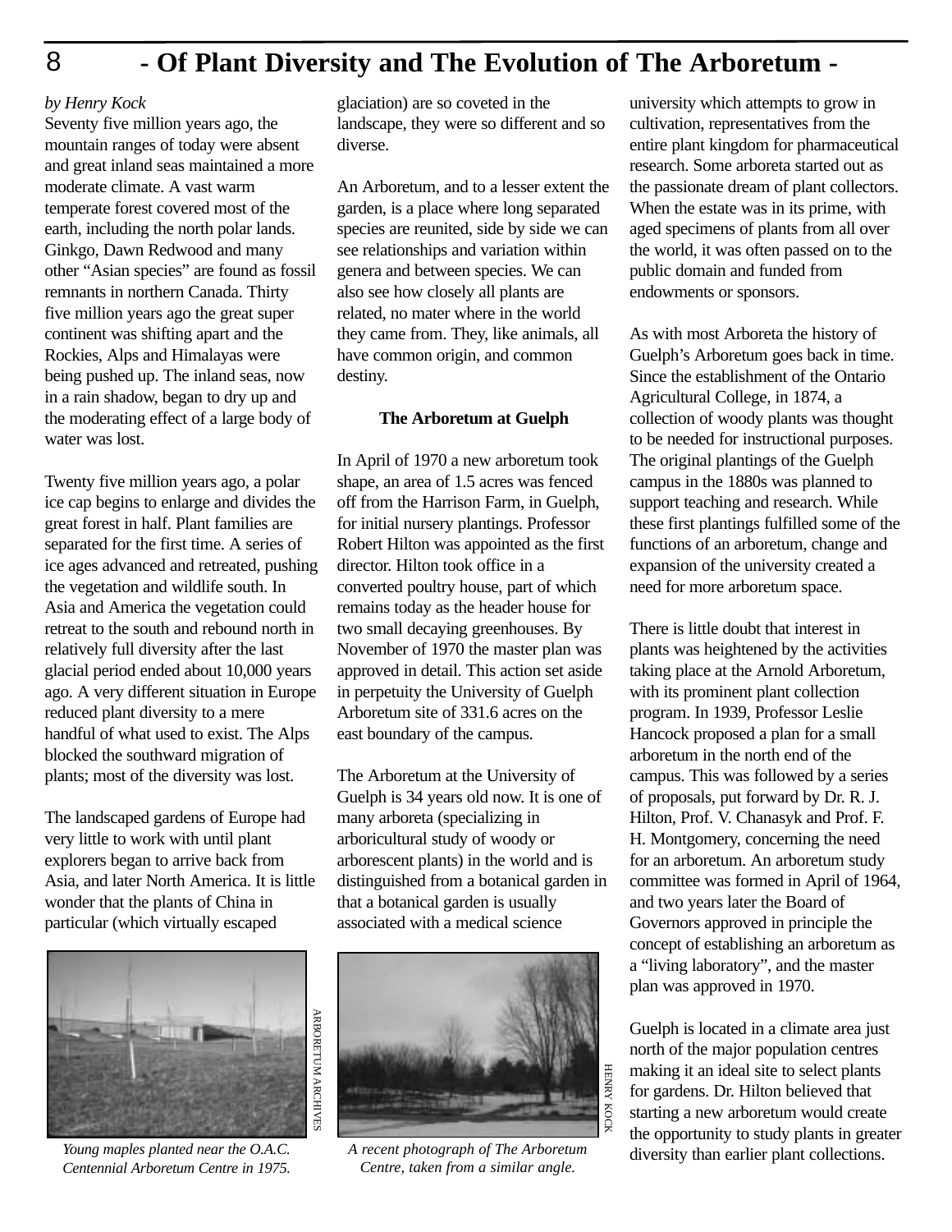# - Of Plant Diversity and The Evolution of The Arboretum -

*by Henry Kock*

Seventy five million years ago, the mountain ranges of today were absent and great inland seas maintained a more moderate climate. A vast warm temperate forest covered most of the earth, including the north polar lands. Ginkgo, Dawn Redwood and many other “Asian species” are found as fossil remnants in northern Canada. Thirty five million years ago the great super continent was shifting apart and the Rockies, Alps and Himalayas were being pushed up. The inland seas, now in a rain shadow, began to dry up and the moderating effect of a large body of water was lost.

Twenty five million years ago, a polar ice cap begins to enlarge and divides the great forest in half. Plant families are separated for the first time. A series of ice ages advanced and retreated, pushing the vegetation and wildlife south. In Asia and America the vegetation could retreat to the south and rebound north in relatively full diversity after the last glacial period ended about 10,000 years ago. A very different situation in Europe reduced plant diversity to a mere handful of what used to exist. The Alps blocked the southward migration of plants; most of the diversity was lost.

The landscaped gardens of Europe had very little to work with until plant explorers began to arrive back from Asia, and later North America. It is little wonder that the plants of China in particular (which virtually escaped glaciation) are so coveted in the landscape, they were so different and so diverse.

An Arboretum, and to a lesser extent the garden, is a place where long separated species are reunited, side by side we can see relationships and variation within genera and between species. We can also see how closely all plants are related, no mater where in the world they came from. They, like animals, all have common origin, and common destiny.

### The Arboretum at Guelph

In April of 1970 a new arboretum took shape, an area of 1.5 acres was fenced off from the Harrison Farm, in Guelph, for initial nursery plantings. Professor Robert Hilton was appointed as the first director. Hilton took office in a converted poultry house, part of which remains today as the header house for two small decaying greenhouses. By November of 1970 the master plan was approved in detail. This action set aside in perpetuity the University of Guelph Arboretum site of 331.6 acres on the east boundary of the campus.

The Arboretum at the University of Guelph is 34 years old now. It is one of many arboreta (specializing in arboricultural study of woody or arborescent plants) in the world and is distinguished from a botanical garden in that a botanical garden is usually associated with a medical science university which attempts to grow in cultivation, representatives from the entire plant kingdom for pharmaceutical research. Some arboreta started out as the passionate dream of plant collectors. When the estate was in its prime, with aged specimens of plants from all over the world, it was often passed on to the public domain and funded from endowments or sponsors.

As with most Arboreta the history of Guelph’s Arboretum goes back in time. Since the establishment of the Ontario Agricultural College, in 1874, a collection of woody plants was thought to be needed for instructional purposes. The original plantings of the Guelph campus in the 1880s was planned to support teaching and research. While these first plantings fulfilled some of the functions of an arboretum, change and expansion of the university created a need for more arboretum space.

There is little doubt that interest in plants was heightened by the activities taking place at the Arnold Arboretum, with its prominent plant collection program. In 1939, Professor Leslie Hancock proposed a plan for a small arboretum in the north end of the campus. This was followed by a series of proposals, put forward by Dr. R. J. Hilton, Prof. V. Chanasyk and Prof. F. H. Montgomery, concerning the need for an arboretum. An arboretum study committee was formed in April of 1964, and two years later the Board of Governors approved in principle the concept of establishing an arboretum as a “living laboratory”, and the master plan was approved in 1970.

Guelph is located in a climate area just north of the major population centres making it an ideal site to select plants for gardens. Dr. Hilton believed that starting a new arboretum would create the opportunity to study plants in greater diversity than earlier plant collections.

ARBORETUM ARCHIVES

*Young maples planted near the O.A.C. Centennial Arboretum Centre in 1975.*

HENRY KOCK

*A recent photograph of The Arboretum Centre, taken from a similar angle.*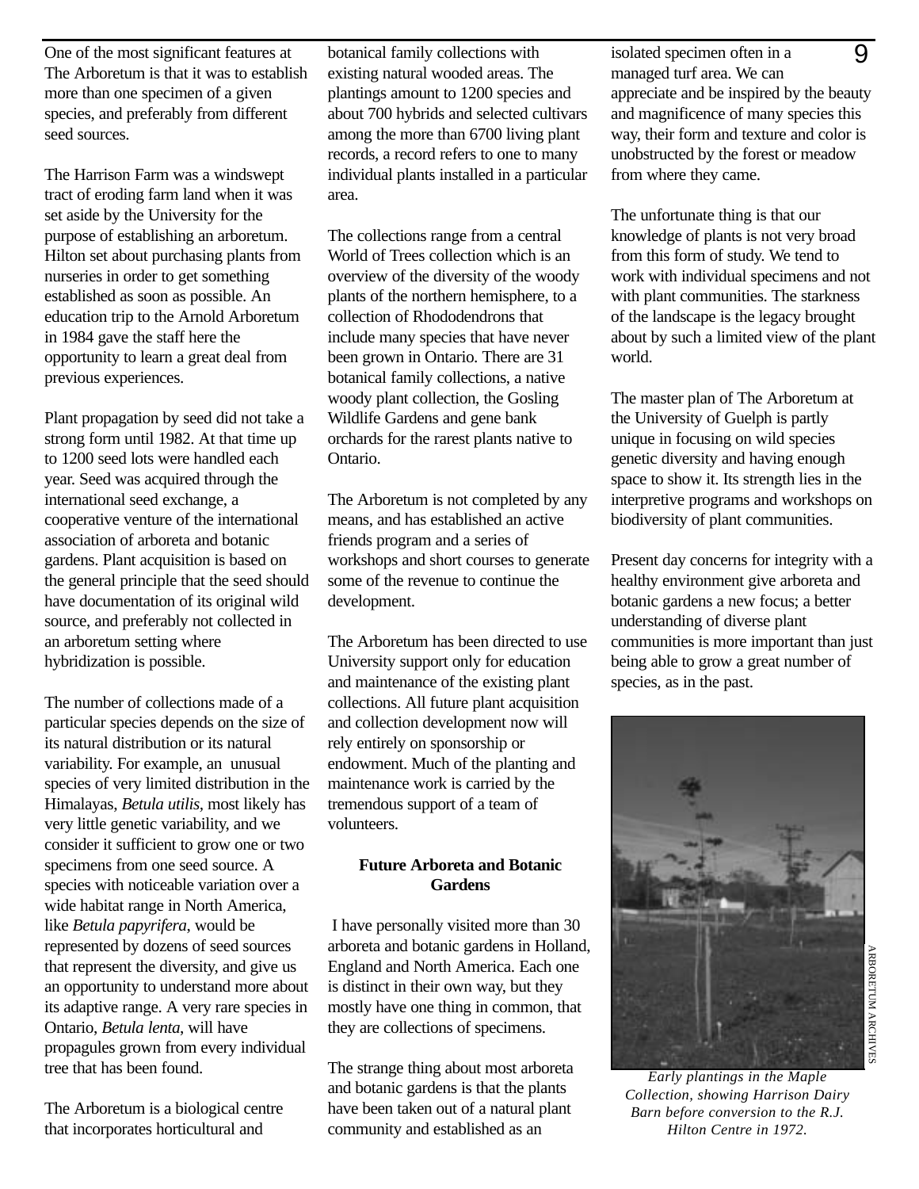One of the most significant features at The Arboretum is that it was to establish more than one specimen of a given species, and preferably from different seed sources.

The Harrison Farm was a windswept tract of eroding farm land when it was set aside by the University for the purpose of establishing an arboretum. Hilton set about purchasing plants from nurseries in order to get something established as soon as possible. An education trip to the Arnold Arboretum in 1984 gave the staff here the opportunity to learn a great deal from previous experiences.

Plant propagation by seed did not take a strong form until 1982. At that time up to 1200 seed lots were handled each year. Seed was acquired through the international seed exchange, a cooperative venture of the international association of arboreta and botanic gardens. Plant acquisition is based on the general principle that the seed should have documentation of its original wild source, and preferably not collected in an arboretum setting where hybridization is possible.

The number of collections made of a particular species depends on the size of its natural distribution or its natural variability. For example, an unusual species of very limited distribution in the Himalayas, *Betula utilis*, most likely has very little genetic variability, and we consider it sufficient to grow one or two specimens from one seed source. A species with noticeable variation over a wide habitat range in North America, like *Betula papyrifera*, would be represented by dozens of seed sources that represent the diversity, and give us an opportunity to understand more about its adaptive range. A very rare species in Ontario, *Betula lenta*, will have propagules grown from every individual tree that has been found.

The Arboretum is a biological centre that incorporates horticultural and botanical family collections with existing natural wooded areas. The plantings amount to 1200 species and about 700 hybrids and selected cultivars among the more than 6700 living plant records, a record refers to one to many individual plants installed in a particular area.

The collections range from a central World of Trees collection which is an overview of the diversity of the woody plants of the northern hemisphere, to a collection of Rhododendrons that include many species that have never been grown in Ontario. There are 31 botanical family collections, a native woody plant collection, the Gosling Wildlife Gardens and gene bank orchards for the rarest plants native to Ontario.

The Arboretum is not completed by any means, and has established an active friends program and a series of workshops and short courses to generate some of the revenue to continue the development.

The Arboretum has been directed to use University support only for education and maintenance of the existing plant collections. All future plant acquisition and collection development now will rely entirely on sponsorship or endowment. Much of the planting and maintenance work is carried by the tremendous support of a team of volunteers.

**Future Arboreta and Botanic Gardens**

I have personally visited more than 30 arboreta and botanic gardens in Holland, England and North America. Each one is distinct in their own way, but they mostly have one thing in common, that they are collections of specimens.

The strange thing about most arboreta and botanic gardens is that the plants have been taken out of a natural plant community and established as an isolated specimen often in a managed turf area. We can appreciate and be inspired by the beauty and magnificence of many species this way, their form and texture and color is unobstructed by the forest or meadow from where they came.

The unfortunate thing is that our knowledge of plants is not very broad from this form of study. We tend to work with individual specimens and not with plant communities. The starkness of the landscape is the legacy brought about by such a limited view of the plant world.

The master plan of The Arboretum at the University of Guelph is partly unique in focusing on wild species genetic diversity and having enough space to show it. Its strength lies in the interpretive programs and workshops on biodiversity of plant communities.

Present day concerns for integrity with a healthy environment give arboreta and botanic gardens a new focus; a better understanding of diverse plant communities is more important than just being able to grow a great number of species, as in the past.

ARBORETUM ARCHIVES

*Early plantings in the Maple Collection, showing Harrison Dairy Barn before conversion to the R.J. Hilton Centre in 1972.*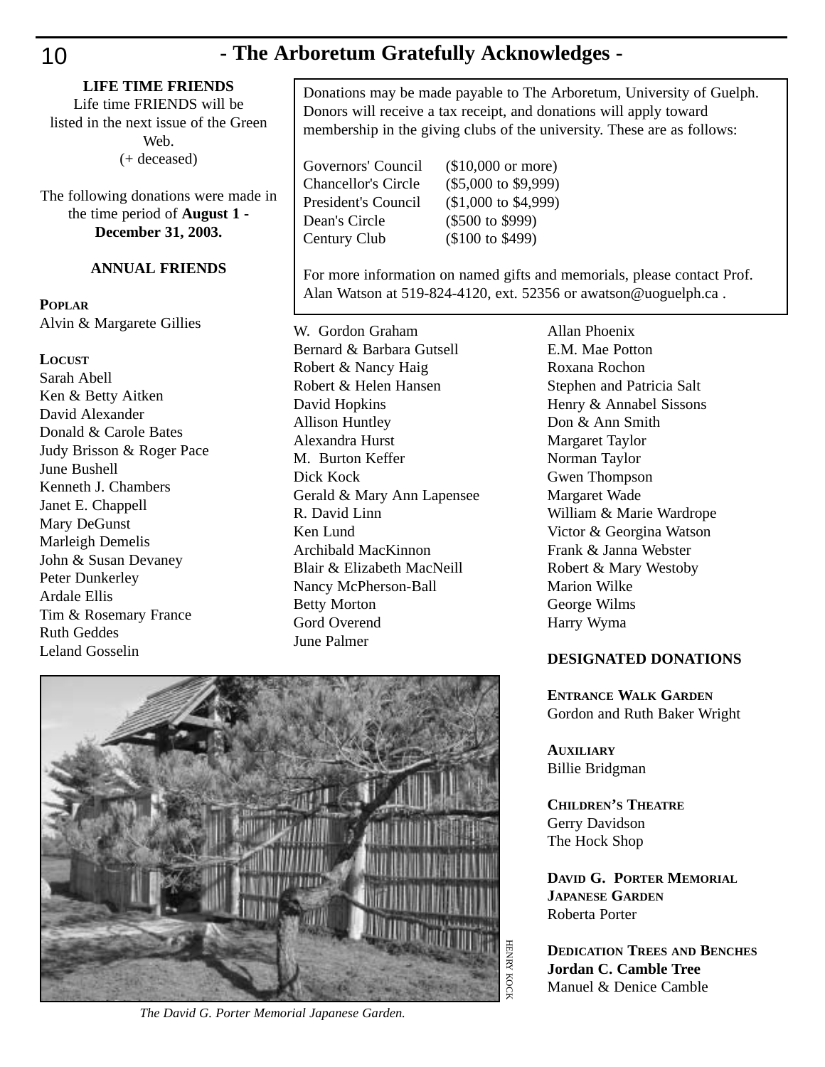# - The Arboretum Gratefully Acknowledges -

**LIFE TIME FRIENDS**
Life time FRIENDS will be listed in the next issue of the Green Web.
(+ deceased)

The following donations were made in the time period of **August 1 - December 31, 2003.**

Donations may be made payable to The Arboretum, University of Guelph. Donors will receive a tax receipt, and donations will apply toward membership in the giving clubs of the university. These are as follows:

| | |
|---|---|
| Governors' Council | ($10,000 or more) |
| Chancellor's Circle | ($5,000 to $9,999) |
| President's Council | ($1,000 to $4,999) |
| Dean's Circle | ($500 to $999) |
| Century Club | ($100 to $499) |

For more information on named gifts and memorials, please contact Prof. Alan Watson at 519-824-4120, ext. 52356 or awatson@uoguelph.ca .

### ANNUAL FRIENDS

**POPLAR**
Alvin & Margarete Gillies

**LOCUST**
Sarah Abell
Ken & Betty Aitken
David Alexander
Donald & Carole Bates
Judy Brisson & Roger Pace
June Bushell
Kenneth J. Chambers
Janet E. Chappell
Mary DeGunst
Marleigh Demelis
John & Susan Devaney
Peter Dunkerley
Ardale Ellis
Tim & Rosemary France
Ruth Geddes
Leland Gosselin
W. Gordon Graham
Bernard & Barbara Gutsell
Robert & Nancy Haig
Robert & Helen Hansen
David Hopkins
Allison Huntley
Alexandra Hurst
M. Burton Keffer
Dick Kock
Gerald & Mary Ann Lapensee
R. David Linn
Ken Lund
Archibald MacKinnon
Blair & Elizabeth MacNeill
Nancy McPherson-Ball
Betty Morton
Gord Overend
June Palmer
Allan Phoenix
E.M. Mae Potton
Roxana Rochon
Stephen and Patricia Salt
Henry & Annabel Sissons
Don & Ann Smith
Margaret Taylor
Norman Taylor
Gwen Thompson
Margaret Wade
William & Marie Wardrope
Victor & Georgina Watson
Frank & Janna Webster
Robert & Mary Westoby
Marion Wilke
George Wilms
Harry Wyma

### DESIGNATED DONATIONS

**ENTRANCE WALK GARDEN**
Gordon and Ruth Baker Wright

**AUXILIARY**
Billie Bridgman

**CHILDREN'S THEATRE**
Gerry Davidson
The Hock Shop

**DAVID G. PORTER MEMORIAL JAPANESE GARDEN**
Roberta Porter

**DEDICATION TREES AND BENCHES**
**Jordan C. Camble Tree**
Manuel & Denice Camble

HENRY KOCK

*The David G. Porter Memorial Japanese Garden.*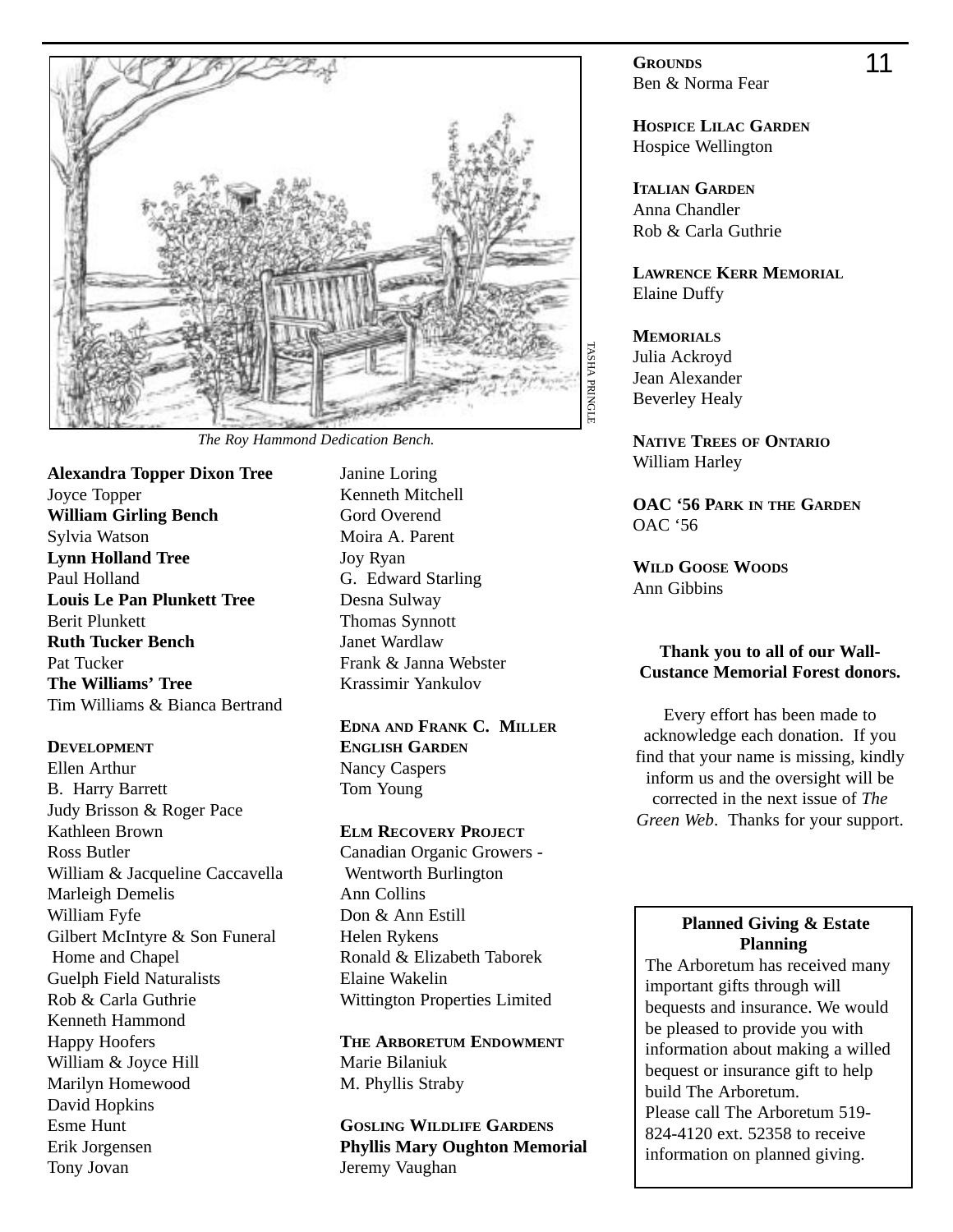*The Roy Hammond Dedication Bench.*

TASHA PRINGLE

**Alexandra Topper Dixon Tree**
Joyce Topper
**William Girling Bench**
Sylvia Watson
**Lynn Holland Tree**
Paul Holland
**Louis Le Pan Plunkett Tree**
Berit Plunkett
**Ruth Tucker Bench**
Pat Tucker
**The Williams' Tree**
Tim Williams & Bianca Bertrand

**DEVELOPMENT**
Ellen Arthur
B. Harry Barrett
Judy Brisson & Roger Pace
Kathleen Brown
Ross Butler
William & Jacqueline Caccavella
Marleigh Demelis
William Fyfe
Gilbert McIntyre & Son Funeral Home and Chapel
Guelph Field Naturalists
Rob & Carla Guthrie
Kenneth Hammond
Happy Hoofers
William & Joyce Hill
Marilyn Homewood
David Hopkins
Esme Hunt
Erik Jorgensen
Tony Jovan
Janine Loring
Kenneth Mitchell
Gord Overend
Moira A. Parent
Joy Ryan
G. Edward Starling
Desna Sulway
Thomas Synnott
Janet Wardlaw
Frank & Janna Webster
Krassimir Yankulov

**EDNA AND FRANK C. MILLER ENGLISH GARDEN**
Nancy Caspers
Tom Young

**ELM RECOVERY PROJECT**
Canadian Organic Growers - Wentworth Burlington
Ann Collins
Don & Ann Estill
Helen Rykens
Ronald & Elizabeth Taborek
Elaine Wakelin
Wittington Properties Limited

**THE ARBORETUM ENDOWMENT**
Marie Bilaniuk
M. Phyllis Straby

**GOSLING WILDLIFE GARDENS**
**Phyllis Mary Oughton Memorial**
Jeremy Vaughan

**GROUNDS**
Ben & Norma Fear

**HOSPICE LILAC GARDEN**
Hospice Wellington

**ITALIAN GARDEN**
Anna Chandler
Rob & Carla Guthrie

**LAWRENCE KERR MEMORIAL**
Elaine Duffy

**MEMORIALS**
Julia Ackroyd
Jean Alexander
Beverley Healy

**NATIVE TREES OF ONTARIO**
William Harley

**OAC '56 PARK IN THE GARDEN**
OAC '56

**WILD GOOSE WOODS**
Ann Gibbins

**Thank you to all of our Wall-Custance Memorial Forest donors.**

Every effort has been made to acknowledge each donation. If you find that your name is missing, kindly inform us and the oversight will be corrected in the next issue of *The Green Web*. Thanks for your support.

**Planned Giving & Estate Planning**

The Arboretum has received many important gifts through will bequests and insurance. We would be pleased to provide you with information about making a willed bequest or insurance gift to help build The Arboretum.
Please call The Arboretum 519-824-4120 ext. 52358 to receive information on planned giving.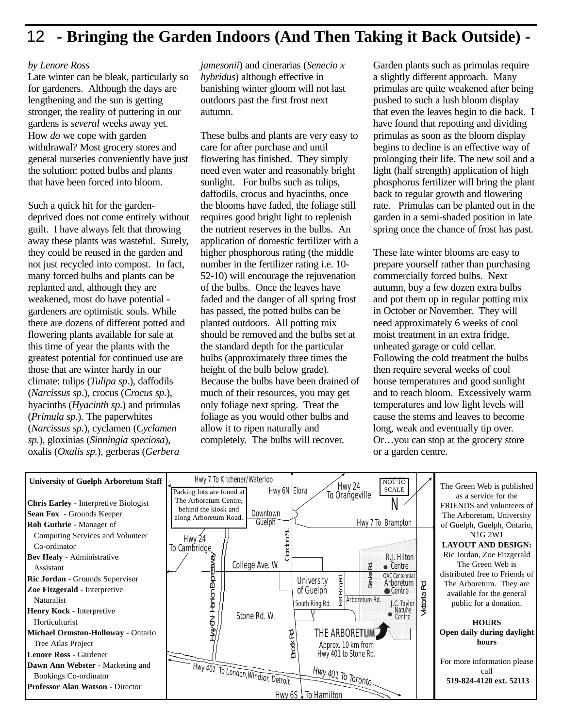## - Bringing the Garden Indoors (And Then Taking it Back Outside) -

*by Lenore Ross*

Late winter can be bleak, particularly so for gardeners. Although the days are lengthening and the sun is getting stronger, the reality of puttering in our gardens is *several* weeks away yet. How *do* we cope with garden withdrawal? Most grocery stores and general nurseries conveniently have just the solution: potted bulbs and plants that have been forced into bloom.

Such a quick hit for the garden-deprived does not come entirely without guilt. I have always felt that throwing away these plants was wasteful. Surely, they could be reused in the garden and not just recycled into compost. In fact, many forced bulbs and plants can be replanted and, although they are weakened, most do have potential - gardeners are optimistic souls. While there are dozens of different potted and flowering plants available for sale at this time of year the plants with the greatest potential for continued use are those that are winter hardy in our climate: tulips (*Tulipa sp*.), daffodils (*Narcissus sp*.), crocus (*Crocus sp*.), hyacinths (*Hyacinth sp*.) and primulas (*Primula sp*.). The paperwhites (*Narcissus sp.*), cyclamen (*Cyclamen sp.*), gloxinias (*Sinningia speciosa*), oxalis (*Oxalis sp.*), gerberas (*Gerbera jamesonii*) and cinerarias (*Senecio x hybridus*) although effective in banishing winter gloom will not last outdoors past the first frost next autumn.

These bulbs and plants are very easy to care for after purchase and until flowering has finished. They simply need even water and reasonably bright sunlight. For bulbs such as tulips, daffodils, crocus and hyacinths, once the blooms have faded, the foliage still requires good bright light to replenish the nutrient reserves in the bulbs. An application of domestic fertilizer with a higher phosphorous rating (the middle number in the fertilizer rating i.e. 10-52-10) will encourage the rejuvenation of the bulbs. Once the leaves have faded and the danger of all spring frost has passed, the potted bulbs can be planted outdoors. All potting mix should be removed and the bulbs set at the standard depth for the particular bulbs (approximately three times the height of the bulb below grade). Because the bulbs have been drained of much of their resources, you may get only foliage next spring. Treat the foliage as you would other bulbs and allow it to ripen naturally and completely. The bulbs will recover.

Garden plants such as primulas require a slightly different approach. Many primulas are quite weakened after being pushed to such a lush bloom display that even the leaves begin to die back. I have found that repotting and dividing primulas as soon as the bloom display begins to decline is an effective way of prolonging their life. The new soil and a light (half strength) application of high phosphorus fertilizer will bring the plant back to regular growth and flowering rate. Primulas can be planted out in the garden in a semi-shaded position in late spring once the chance of frost has past.

These late winter blooms are easy to prepare yourself rather than purchasing commercially forced bulbs. Next autumn, buy a few dozen extra bulbs and pot them up in regular potting mix in October or November. They will need approximately 6 weeks of cool moist treatment in an extra fridge, unheated garage or cold cellar. Following the cold treatment the bulbs then require several weeks of cool house temperatures and good sunlight and to reach bloom. Excessively warm temperatures and low light levels will cause the stems and leaves to become long, weak and eventually tip over. Or…you can stop at the grocery store or a garden centre.

**University of Guelph Arboretum Staff**

**Chris Earley** - Interpretive Biologist
**Sean Fox** - Grounds Keeper
**Rob Guthrie** - Manager of Computing Services and Volunteer Co-ordinator
**Bev Healy** - Administrative Assistant
**Ric Jordan** - Grounds Supervisor
**Zoe Fitzgerald** - Interpretive Naturalist
**Henry Kock** - Interpretive Horticulturist
**Michael Ormston-Holloway** - Ontario Tree Atlas Project
**Lenore Ross** - Gardener
**Dawn Ann Webster** - Marketing and Bookings Co-ordinator
**Professor Alan Watson** - Director

Hwy 7 To Kitchener/Waterloo
Parking lots are found at The Arboretum Centre, behind the kiosk and along Arboretum Road.
Hwy 6N Elora
Hwy 24 To Orangeville
NOT TO SCALE
N
Downtown Guelph
Hwy 7 To Brampton
Hwy 24 To Cambridge
Gordon St.
College Ave. W.
R.J. Hilton Centre
OAC Centennial Arboretum Centre
University of Guelph
East Ring Rd.
Service Rd.
Victoria Rd.
South Ring Rd.
Arboretum Rd.
J.C. Taylor Nature Centre
Hwy 6N - Hanlon Expressway
Stone Rd. W.
THE ARBORETUM
Brock Rd.
Approx. 10 km from Hwy 401 to Stone Rd.
Hwy 401 To London, Windsor, Detroit
Hwy 401 To Toronto
Hwy 6S To Hamilton

The Green Web is published as a service for the FRIENDS and volunteers of The Arboretum, University of Guelph, Guelph, Ontario, N1G 2W1

**LAYOUT AND DESIGN:** Ric Jordan, Zoe Fitzgerald

The Green Web is distributed free to Friends of The Arboretum. They are available for the general public for a donation.

**HOURS**
**Open daily during daylight hours**

For more information please call
**519-824-4120 ext. 52113**